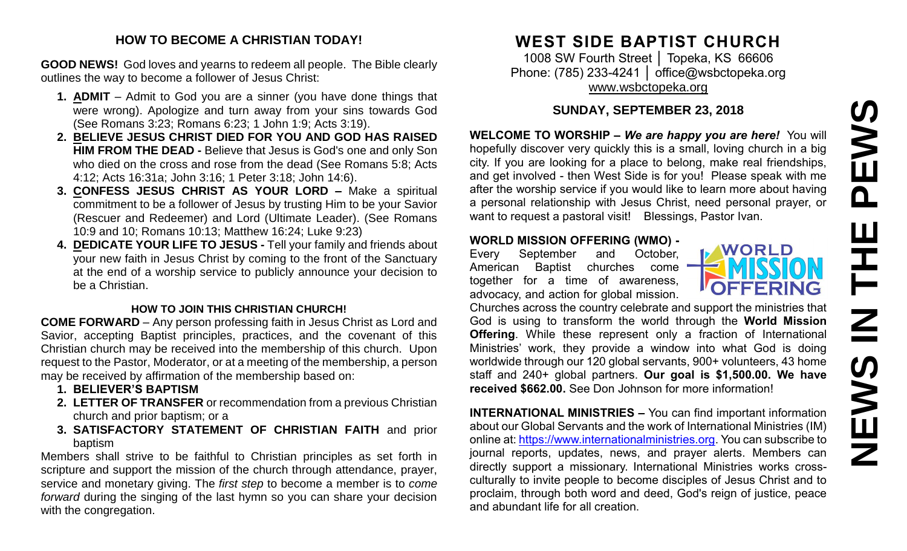## HOW TO BECOME A CHRISTIAN TODAY!

**GOOD NEWS!** God loves and yearns to redeem all people. The Bible clearly outlines the way to become a follower of Jesus Christ:

1. **ADMIT** – Admit to God you are a sinner (you have done things that were wrong). Apologize and turn away from your sins towards God (See Romans 3:23; Romans 6:23; 1 John 1:9; Acts 3:19).
2. **BELIEVE JESUS CHRIST DIED FOR YOU AND GOD HAS RAISED HIM FROM THE DEAD -** Believe that Jesus is God's one and only Son who died on the cross and rose from the dead (See Romans 5:8; Acts 4:12; Acts 16:31a; John 3:16; 1 Peter 3:18; John 14:6).
3. **CONFESS JESUS CHRIST AS YOUR LORD –** Make a spiritual commitment to be a follower of Jesus by trusting Him to be your Savior (Rescuer and Redeemer) and Lord (Ultimate Leader). (See Romans 10:9 and 10; Romans 10:13; Matthew 16:24; Luke 9:23)
4. **DEDICATE YOUR LIFE TO JESUS -** Tell your family and friends about your new faith in Jesus Christ by coming to the front of the Sanctuary at the end of a worship service to publicly announce your decision to be a Christian.

### HOW TO JOIN THIS CHRISTIAN CHURCH!

**COME FORWARD** – Any person professing faith in Jesus Christ as Lord and Savior, accepting Baptist principles, practices, and the covenant of this Christian church may be received into the membership of this church. Upon request to the Pastor, Moderator, or at a meeting of the membership, a person may be received by affirmation of the membership based on:

1. **BELIEVER'S BAPTISM**
2. **LETTER OF TRANSFER** or recommendation from a previous Christian church and prior baptism; or a
3. **SATISFACTORY STATEMENT OF CHRISTIAN FAITH** and prior baptism

Members shall strive to be faithful to Christian principles as set forth in scripture and support the mission of the church through attendance, prayer, service and monetary giving. The *first step* to become a member is to *come forward* during the singing of the last hymn so you can share your decision with the congregation.

# WEST SIDE BAPTIST CHURCH

1008 SW Fourth Street │ Topeka, KS 66606
Phone: (785) 233-4241 │ office@wsbctopeka.org
www.wsbctopeka.org

## SUNDAY, SEPTEMBER 23, 2018

**WELCOME TO WORSHIP –** ***We are happy you are here!*** You will hopefully discover very quickly this is a small, loving church in a big city. If you are looking for a place to belong, make real friendships, and get involved - then West Side is for you! Please speak with me after the worship service if you would like to learn more about having a personal relationship with Jesus Christ, need personal prayer, or want to request a pastoral visit! Blessings, Pastor Ivan.

**WORLD MISSION OFFERING (WMO) -** Every September and October, American Baptist churches come together for a time of awareness, advocacy, and action for global mission. Churches across the country celebrate and support the ministries that God is using to transform the world through the **World Mission Offering**. While these represent only a fraction of International Ministries' work, they provide a window into what God is doing worldwide through our 120 global servants, 900+ volunteers, 43 home staff and 240+ global partners. **Our goal is $1,500.00. We have received $662.00.** See Don Johnson for more information!

**INTERNATIONAL MINISTRIES –** You can find important information about our Global Servants and the work of International Ministries (IM) online at: https://www.internationalministries.org. You can subscribe to journal reports, updates, news, and prayer alerts. Members can directly support a missionary. International Ministries works cross-culturally to invite people to become disciples of Jesus Christ and to proclaim, through both word and deed, God's reign of justice, peace and abundant life for all creation.

# NEWS IN THE PEWS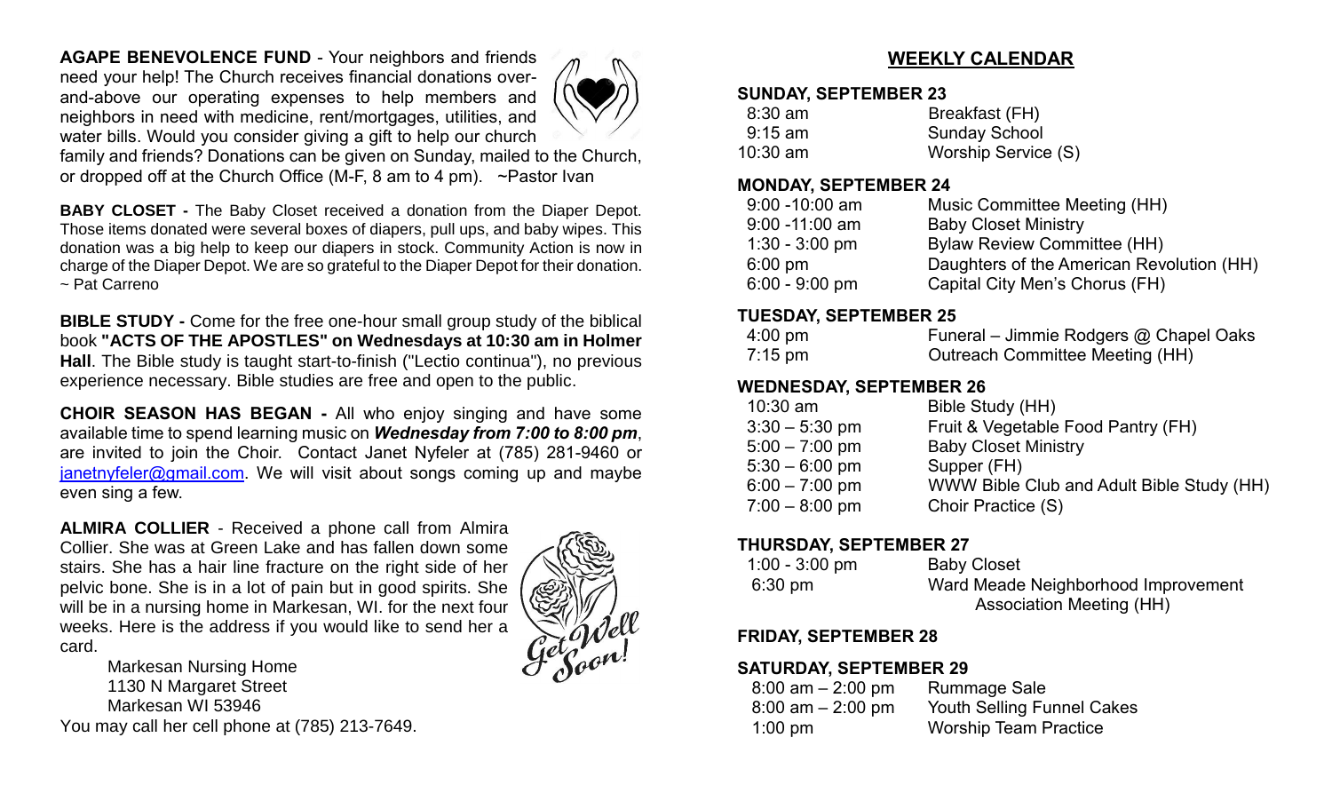**AGAPE BENEVOLENCE FUND** - Your neighbors and friends need your help! The Church receives financial donations over-and-above our operating expenses to help members and neighbors in need with medicine, rent/mortgages, utilities, and water bills. Would you consider giving a gift to help our church family and friends? Donations can be given on Sunday, mailed to the Church, or dropped off at the Church Office (M-F, 8 am to 4 pm). ~Pastor Ivan

**BABY CLOSET -** The Baby Closet received a donation from the Diaper Depot. Those items donated were several boxes of diapers, pull ups, and baby wipes. This donation was a big help to keep our diapers in stock. Community Action is now in charge of the Diaper Depot. We are so grateful to the Diaper Depot for their donation. ~ Pat Carreno

**BIBLE STUDY -** Come for the free one-hour small group study of the biblical book **"ACTS OF THE APOSTLES" on Wednesdays at 10:30 am in Holmer Hall**. The Bible study is taught start-to-finish ("Lectio continua"), no previous experience necessary. Bible studies are free and open to the public.

**CHOIR SEASON HAS BEGAN -** All who enjoy singing and have some available time to spend learning music on ***Wednesday from 7:00 to 8:00 pm***, are invited to join the Choir. Contact Janet Nyfeler at (785) 281-9460 or janetnyfeler@gmail.com. We will visit about songs coming up and maybe even sing a few.

**ALMIRA COLLIER** - Received a phone call from Almira Collier. She was at Green Lake and has fallen down some stairs. She has a hair line fracture on the right side of her pelvic bone. She is in a lot of pain but in good spirits. She will be in a nursing home in Markesan, WI. for the next four weeks. Here is the address if you would like to send her a card.

Markesan Nursing Home
1130 N Margaret Street
Markesan WI 53946

You may call her cell phone at (785) 213-7649.

## WEEKLY CALENDAR

**SUNDAY, SEPTEMBER 23**

| | |
|---|---|
| 8:30 am | Breakfast (FH) |
| 9:15 am | Sunday School |
| 10:30 am | Worship Service (S) |

**MONDAY, SEPTEMBER 24**

| | |
|---|---|
| 9:00 -10:00 am | Music Committee Meeting (HH) |
| 9:00 -11:00 am | Baby Closet Ministry |
| 1:30 - 3:00 pm | Bylaw Review Committee (HH) |
| 6:00 pm | Daughters of the American Revolution (HH) |
| 6:00 - 9:00 pm | Capital City Men's Chorus (FH) |

**TUESDAY, SEPTEMBER 25**

| | |
|---|---|
| 4:00 pm | Funeral – Jimmie Rodgers @ Chapel Oaks |
| 7:15 pm | Outreach Committee Meeting (HH) |

**WEDNESDAY, SEPTEMBER 26**

| | |
|---|---|
| 10:30 am | Bible Study (HH) |
| 3:30 – 5:30 pm | Fruit & Vegetable Food Pantry (FH) |
| 5:00 – 7:00 pm | Baby Closet Ministry |
| 5:30 – 6:00 pm | Supper (FH) |
| 6:00 – 7:00 pm | WWW Bible Club and Adult Bible Study (HH) |
| 7:00 – 8:00 pm | Choir Practice (S) |

**THURSDAY, SEPTEMBER 27**

| | |
|---|---|
| 1:00 - 3:00 pm | Baby Closet |
| 6:30 pm | Ward Meade Neighborhood Improvement Association Meeting (HH) |

**FRIDAY, SEPTEMBER 28**

**SATURDAY, SEPTEMBER 29**

| | |
|---|---|
| 8:00 am – 2:00 pm | Rummage Sale |
| 8:00 am – 2:00 pm | Youth Selling Funnel Cakes |
| 1:00 pm | Worship Team Practice |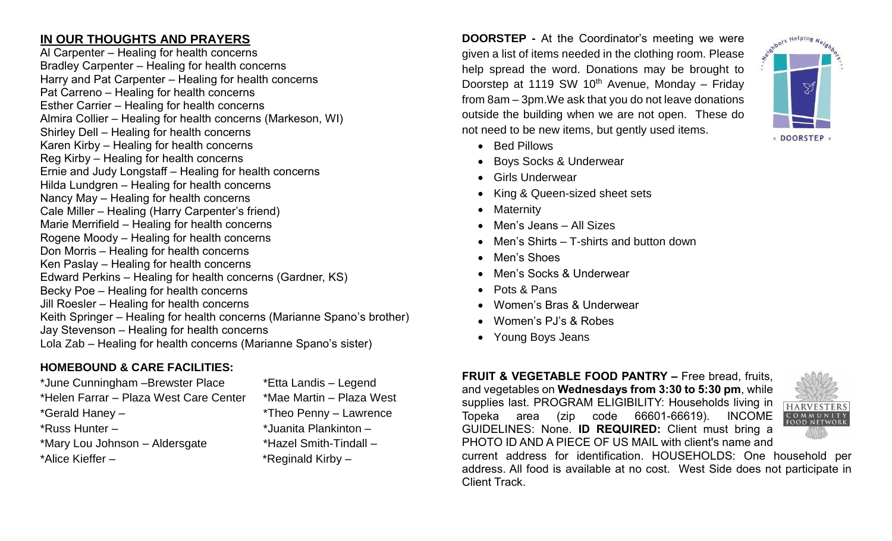## IN OUR THOUGHTS AND PRAYERS

Al Carpenter – Healing for health concerns
Bradley Carpenter – Healing for health concerns
Harry and Pat Carpenter – Healing for health concerns
Pat Carreno – Healing for health concerns
Esther Carrier – Healing for health concerns
Almira Collier – Healing for health concerns (Markeson, WI)
Shirley Dell – Healing for health concerns
Karen Kirby – Healing for health concerns
Reg Kirby – Healing for health concerns
Ernie and Judy Longstaff – Healing for health concerns
Hilda Lundgren – Healing for health concerns
Nancy May – Healing for health concerns
Cale Miller – Healing (Harry Carpenter's friend)
Marie Merrifield – Healing for health concerns
Rogene Moody – Healing for health concerns
Don Morris – Healing for health concerns
Ken Paslay – Healing for health concerns
Edward Perkins – Healing for health concerns (Gardner, KS)
Becky Poe – Healing for health concerns
Jill Roesler – Healing for health concerns
Keith Springer – Healing for health concerns (Marianne Spano's brother)
Jay Stevenson – Healing for health concerns
Lola Zab – Healing for health concerns (Marianne Spano's sister)

### HOMEBOUND & CARE FACILITIES:

*June Cunningham –Brewster Place
*Helen Farrar – Plaza West Care Center
*Gerald Haney –
*Russ Hunter –
*Mary Lou Johnson – Aldersgate
*Alice Kieffer –
*Etta Landis – Legend
*Mae Martin – Plaza West
*Theo Penny – Lawrence
*Juanita Plankinton –
*Hazel Smith-Tindall –
*Reginald Kirby –

**DOORSTEP -** At the Coordinator's meeting we were given a list of items needed in the clothing room. Please help spread the word. Donations may be brought to Doorstep at 1119 SW 10th Avenue, Monday – Friday from 8am – 3pm.We ask that you do not leave donations outside the building when we are not open. These do not need to be new items, but gently used items.

- Bed Pillows
- Boys Socks & Underwear
- Girls Underwear
- King & Queen-sized sheet sets
- Maternity
- Men's Jeans – All Sizes
- Men's Shirts – T-shirts and button down
- Men's Shoes
- Men's Socks & Underwear
- Pots & Pans
- Women's Bras & Underwear
- Women's PJ's & Robes
- Young Boys Jeans

**FRUIT & VEGETABLE FOOD PANTRY –** Free bread, fruits, and vegetables on **Wednesdays from 3:30 to 5:30 pm**, while supplies last. PROGRAM ELIGIBILITY: Households living in Topeka area (zip code 66601-66619). INCOME GUIDELINES: None. **ID REQUIRED:** Client must bring a PHOTO ID AND A PIECE OF US MAIL with client's name and current address for identification. HOUSEHOLDS: One household per address. All food is available at no cost. West Side does not participate in Client Track.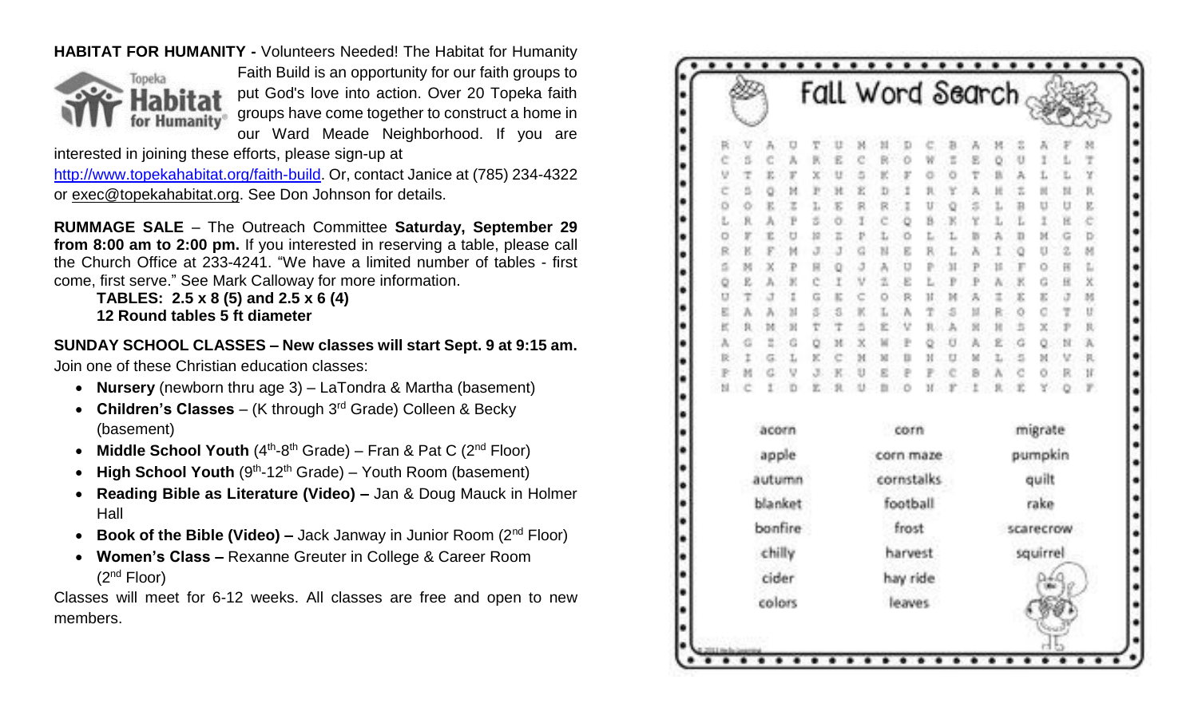**HABITAT FOR HUMANITY -** Volunteers Needed! The Habitat for Humanity Faith Build is an opportunity for our faith groups to put God's love into action. Over 20 Topeka faith groups have come together to construct a home in our Ward Meade Neighborhood. If you are interested in joining these efforts, please sign-up at http://www.topekahabitat.org/faith-build. Or, contact Janice at (785) 234-4322 or exec@topekahabitat.org. See Don Johnson for details.

**RUMMAGE SALE** – The Outreach Committee **Saturday, September 29 from 8:00 am to 2:00 pm.** If you interested in reserving a table, please call the Church Office at 233-4241. "We have a limited number of tables - first come, first serve." See Mark Calloway for more information.

**TABLES: 2.5 x 8 (5) and 2.5 x 6 (4)**
**12 Round tables 5 ft diameter**

**SUNDAY SCHOOL CLASSES – New classes will start Sept. 9 at 9:15 am.** Join one of these Christian education classes:

- **Nursery** (newborn thru age 3) – LaTondra & Martha (basement)
- **Children's Classes** – (K through 3rd Grade) Colleen & Becky (basement)
- **Middle School Youth** (4th-8th Grade) – Fran & Pat C (2nd Floor)
- **High School Youth** (9th-12th Grade) – Youth Room (basement)
- **Reading Bible as Literature (Video) –** Jan & Doug Mauck in Holmer Hall
- **Book of the Bible (Video) –** Jack Janway in Junior Room (2nd Floor)
- **Women's Class –** Rexanne Greuter in College & Career Room (2nd Floor)

Classes will meet for 6-12 weeks. All classes are free and open to new members.

## Fall Word Search

| | | | | | | | | | | | | | | | | |
|---|---|---|---|---|---|---|---|---|---|---|---|---|---|---|---|---|
| R | V | A | U | T | U | M | N | D | C | B | A | M | S | A | F | M |
| C | S | C | A | R | E | C | R | O | W | Z | E | Q | U | I | L | T |
| V | T | E | F | X | U | S | K | F | O | O | T | B | A | L | L | Y |
| C | S | Q | M | F | H | E | D | I | R | Y | A | H | Z | H | N | R |
| O | O | E | Z | L | E | R | R | I | U | Q | S | L | B | U | U | E |
| L | R | A | P | S | O | I | C | Q | B | K | Y | L | L | I | H | C |
| O | F | E | U | N | Z | P | L | O | L | L | B | A | B | M | G | D |
| R | K | F | M | J | J | G | N | E | R | L | A | I | Q | U | Z | M |
| S | M | X | P | H | Q | J | A | U | P | N | P | N | F | O | H | L |
| Q | E | A | K | C | I | V | Z | E | L | P | P | A | K | G | H | X |
| U | T | J | I | G | E | C | O | R | N | M | A | Z | E | E | J | M |
| E | A | A | N | S | S | K | L | A | T | S | N | R | O | C | T | U |
| K | R | M | N | T | T | S | E | V | R | A | H | N | S | X | P | R |
| A | G | Z | G | Q | M | X | W | P | Q | U | A | E | G | Q | N | A |
| R | I | G | L | K | C | M | M | B | N | U | M | L | S | N | V | R |
| P | M | G | V | J | K | U | E | P | F | C | B | A | C | O | R | N |
| N | C | I | D | E | R | U | B | O | N | F | I | R | E | Y | Q | F |

| | | |
|---|---|---|
| acorn | corn | migrate |
| apple | corn maze | pumpkin |
| autumn | cornstalks | quilt |
| blanket | football | rake |
| bonfire | frost | scarecrow |
| chilly | harvest | squirrel |
| cider | hay ride | |
| colors | leaves | |